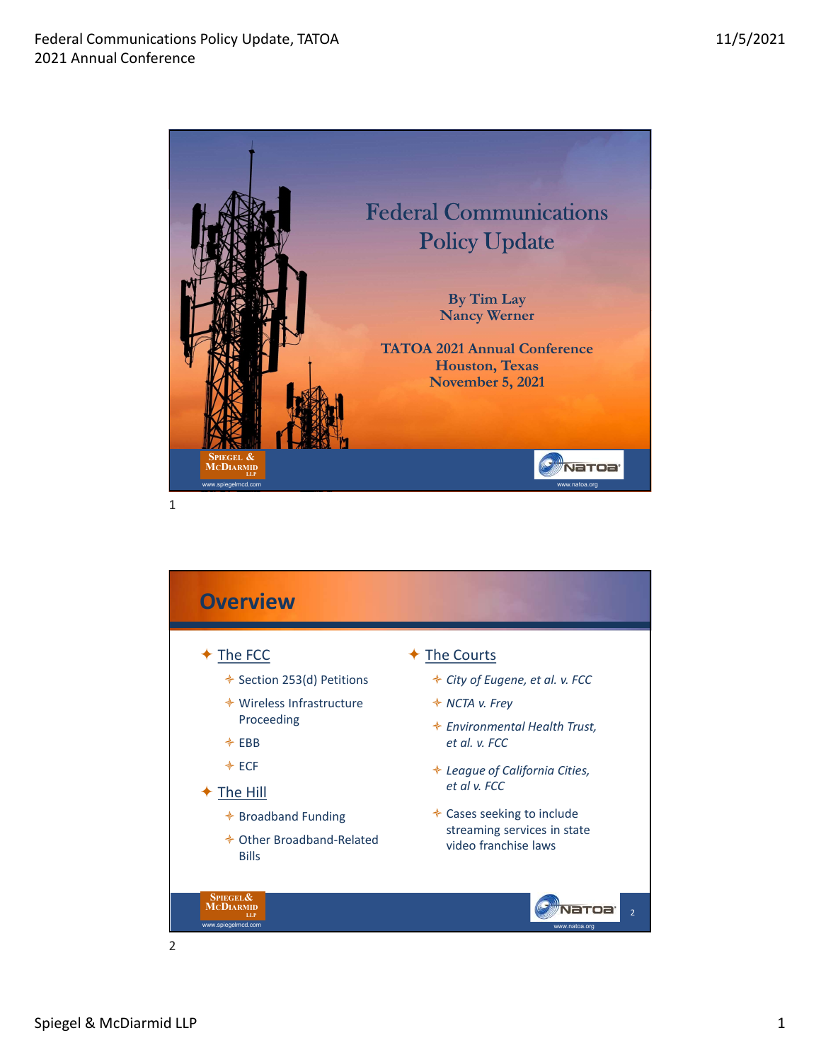# Federal Communications Policy Update

By Tim Lay
Nancy Werner

TATOA 2021 Annual Conference
Houston, Texas
November 5, 2021

Spiegel & McDiarmid LLP
www.spiegelmcd.com

NATOA
www.natoa.org

## Overview

- The FCC
  - Section 253(d) Petitions
  - Wireless Infrastructure Proceeding
  - EBB
  - ECF
- The Hill
  - Broadband Funding
  - Other Broadband-Related Bills
- The Courts
  - *City of Eugene, et al. v. FCC*
  - *NCTA v. Frey*
  - *Environmental Health Trust, et al. v. FCC*
  - *League of California Cities, et al v. FCC*
  - Cases seeking to include streaming services in state video franchise laws

Spiegel & McDiarmid LLP
www.spiegelmcd.com

NATOA
www.natoa.org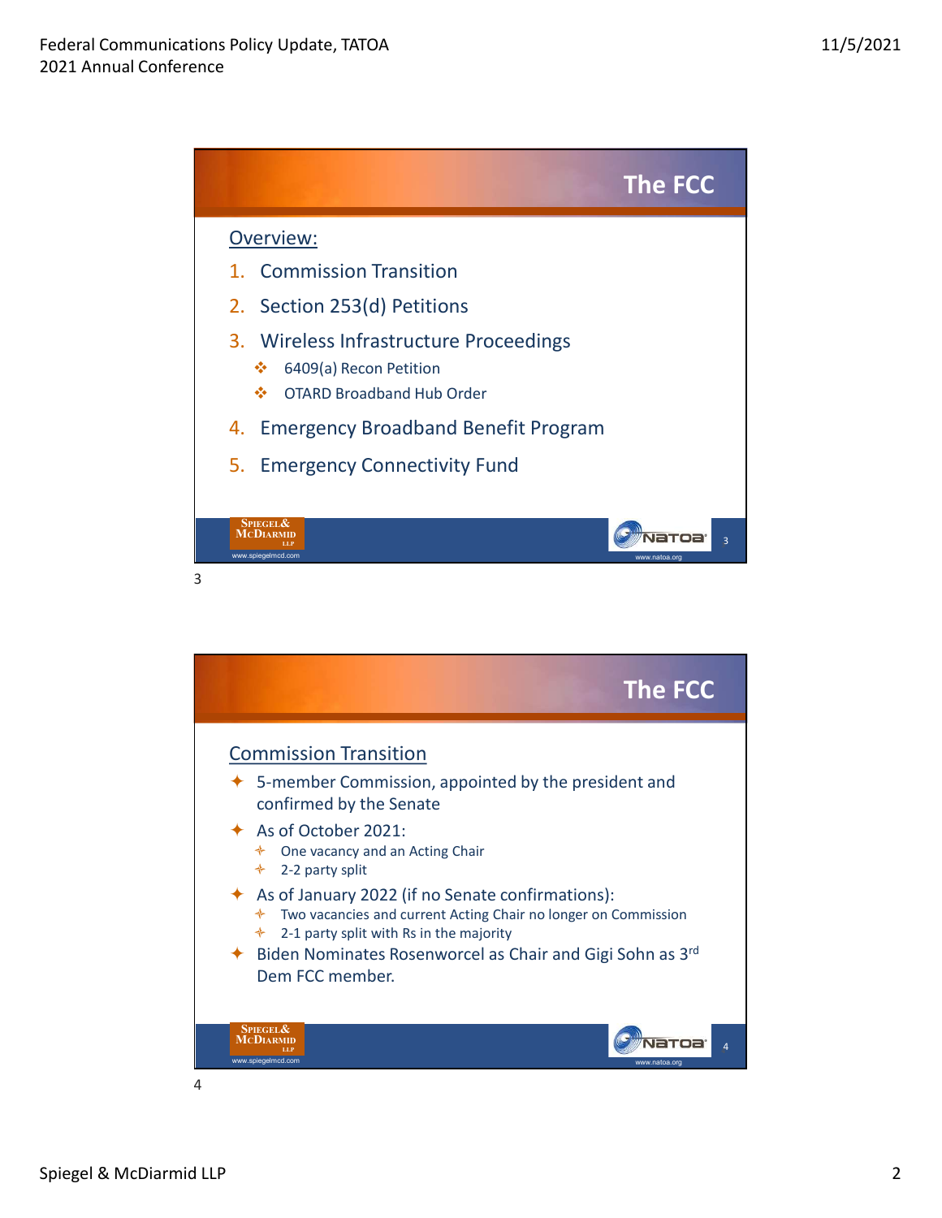## The FCC

Overview:

1. Commission Transition
2. Section 253(d) Petitions
3. Wireless Infrastructure Proceedings
   - 6409(a) Recon Petition
   - OTARD Broadband Hub Order
4. Emergency Broadband Benefit Program
5. Emergency Connectivity Fund

## The FCC

Commission Transition

- 5-member Commission, appointed by the president and confirmed by the Senate
- As of October 2021:
  - One vacancy and an Acting Chair
  - 2-2 party split
- As of January 2022 (if no Senate confirmations):
  - Two vacancies and current Acting Chair no longer on Commission
  - 2-1 party split with Rs in the majority
- Biden Nominates Rosenworcel as Chair and Gigi Sohn as 3rd Dem FCC member.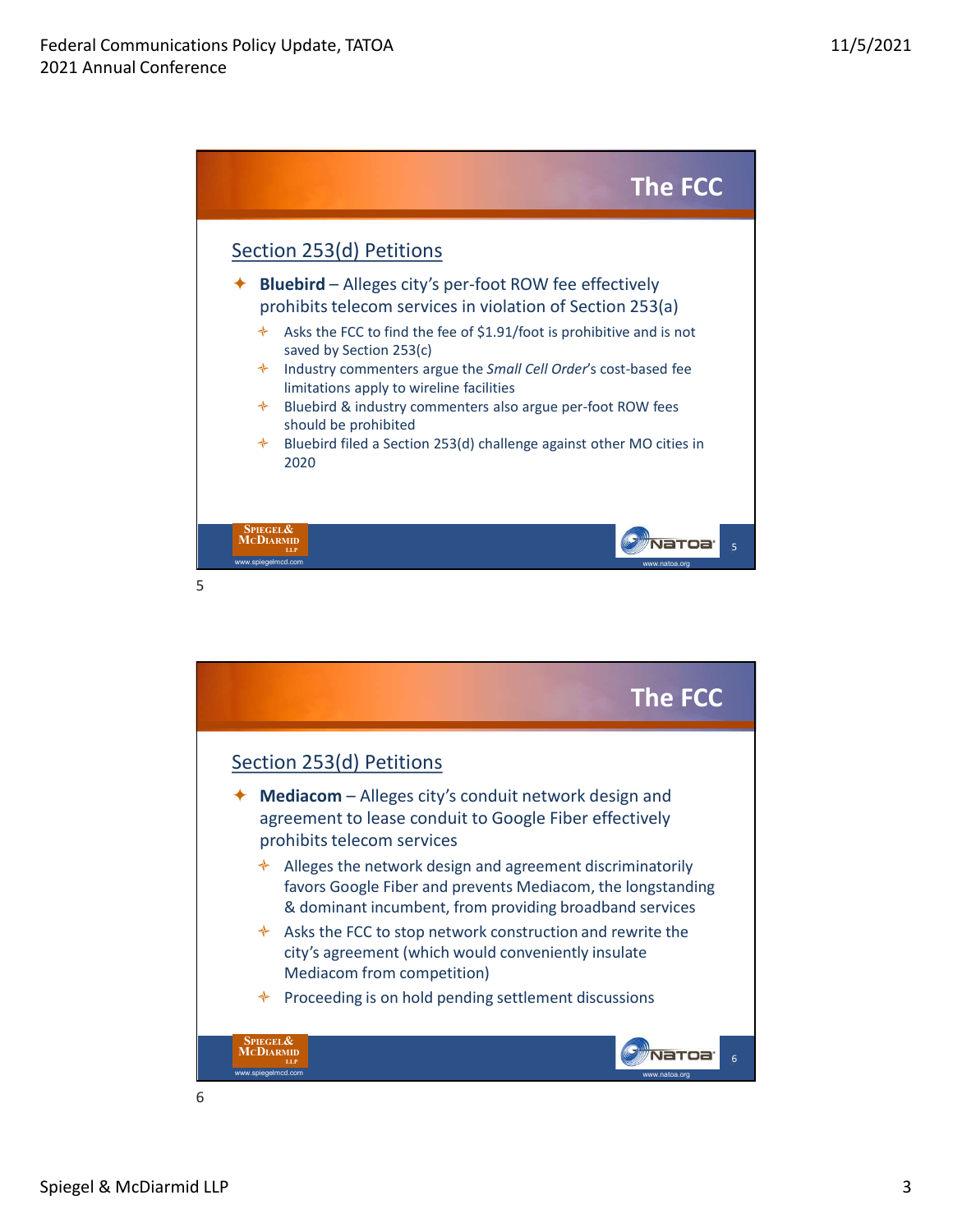## The FCC

### Section 253(d) Petitions

- **Bluebird** – Alleges city's per-foot ROW fee effectively prohibits telecom services in violation of Section 253(a)
  - Asks the FCC to find the fee of $1.91/foot is prohibitive and is not saved by Section 253(c)
  - Industry commenters argue the *Small Cell Order*'s cost-based fee limitations apply to wireline facilities
  - Bluebird & industry commenters also argue per-foot ROW fees should be prohibited
  - Bluebird filed a Section 253(d) challenge against other MO cities in 2020

## The FCC

### Section 253(d) Petitions

- **Mediacom** – Alleges city's conduit network design and agreement to lease conduit to Google Fiber effectively prohibits telecom services
  - Alleges the network design and agreement discriminatorily favors Google Fiber and prevents Mediacom, the longstanding & dominant incumbent, from providing broadband services
  - Asks the FCC to stop network construction and rewrite the city's agreement (which would conveniently insulate Mediacom from competition)
  - Proceeding is on hold pending settlement discussions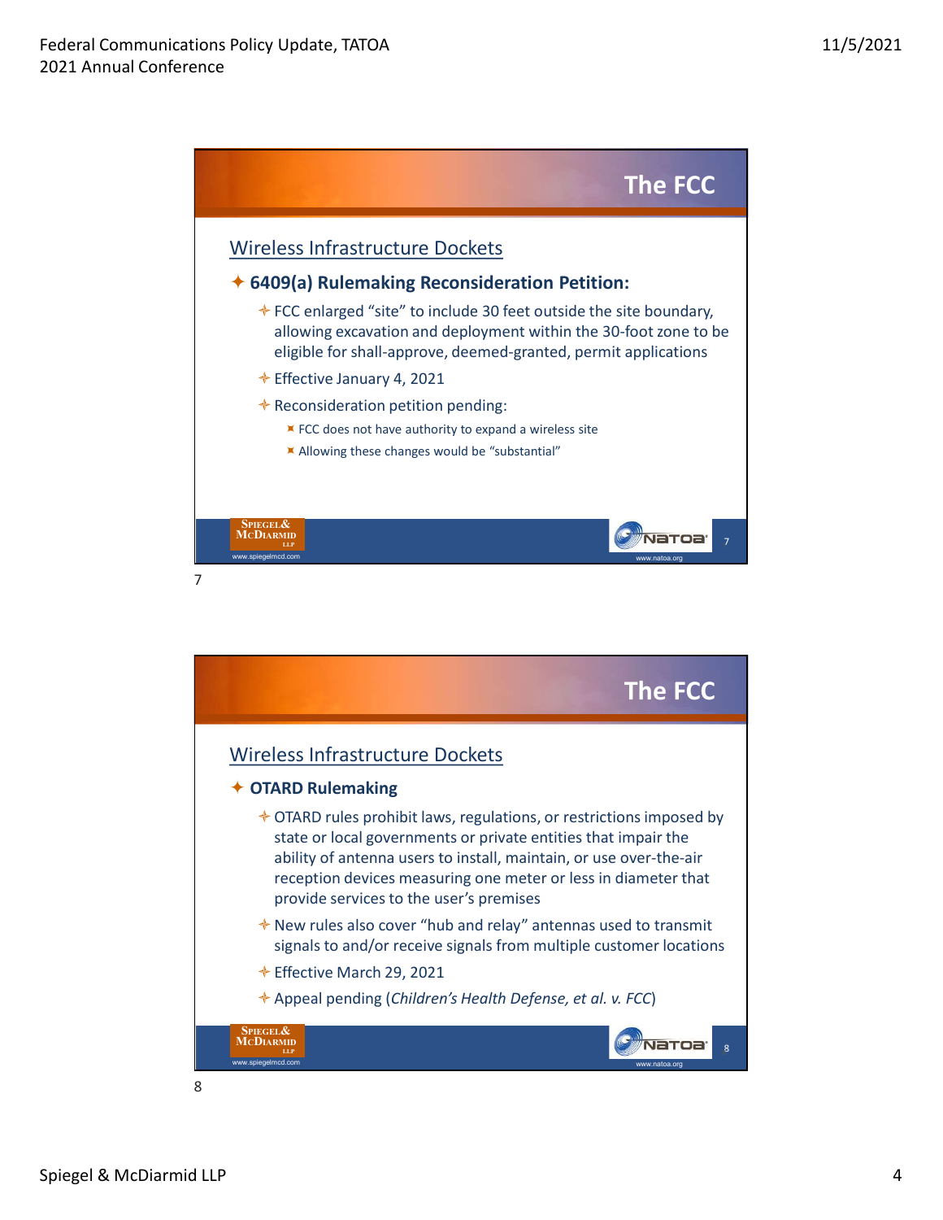## The FCC

### Wireless Infrastructure Dockets

- **6409(a) Rulemaking Reconsideration Petition:**
  - FCC enlarged "site" to include 30 feet outside the site boundary, allowing excavation and deployment within the 30-foot zone to be eligible for shall-approve, deemed-granted, permit applications
  - Effective January 4, 2021
  - Reconsideration petition pending:
    - FCC does not have authority to expand a wireless site
    - Allowing these changes would be "substantial"

## The FCC

### Wireless Infrastructure Dockets

- **OTARD Rulemaking**
  - OTARD rules prohibit laws, regulations, or restrictions imposed by state or local governments or private entities that impair the ability of antenna users to install, maintain, or use over-the-air reception devices measuring one meter or less in diameter that provide services to the user's premises
  - New rules also cover "hub and relay" antennas used to transmit signals to and/or receive signals from multiple customer locations
  - Effective March 29, 2021
  - Appeal pending (*Children's Health Defense, et al. v. FCC*)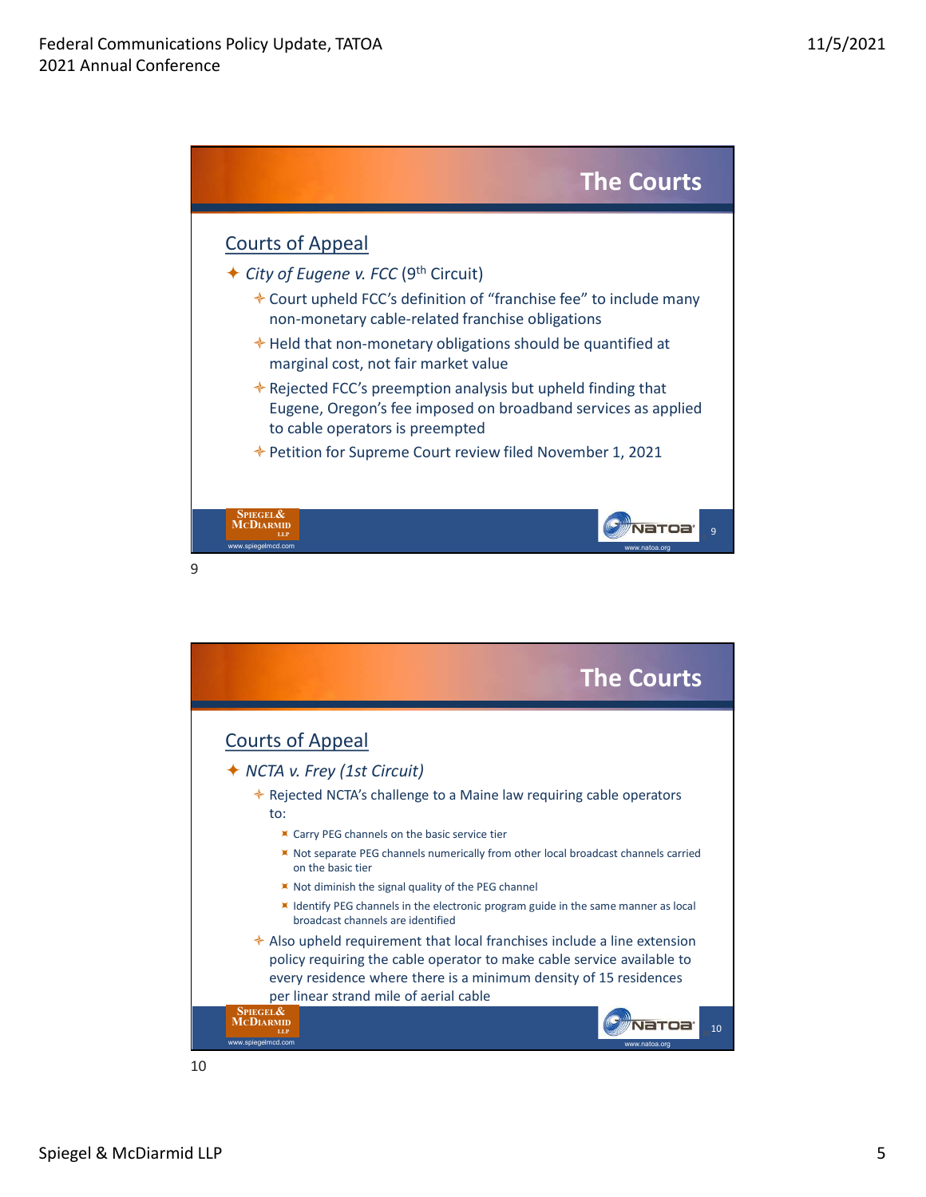## The Courts

### Courts of Appeal

- *City of Eugene v. FCC* (9th Circuit)
  - Court upheld FCC's definition of "franchise fee" to include many non-monetary cable-related franchise obligations
  - Held that non-monetary obligations should be quantified at marginal cost, not fair market value
  - Rejected FCC's preemption analysis but upheld finding that Eugene, Oregon's fee imposed on broadband services as applied to cable operators is preempted
  - Petition for Supreme Court review filed November 1, 2021

## The Courts

### Courts of Appeal

- *NCTA v. Frey (1st Circuit)*
  - Rejected NCTA's challenge to a Maine law requiring cable operators to:
    - Carry PEG channels on the basic service tier
    - Not separate PEG channels numerically from other local broadcast channels carried on the basic tier
    - Not diminish the signal quality of the PEG channel
    - Identify PEG channels in the electronic program guide in the same manner as local broadcast channels are identified
  - Also upheld requirement that local franchises include a line extension policy requiring the cable operator to make cable service available to every residence where there is a minimum density of 15 residences per linear strand mile of aerial cable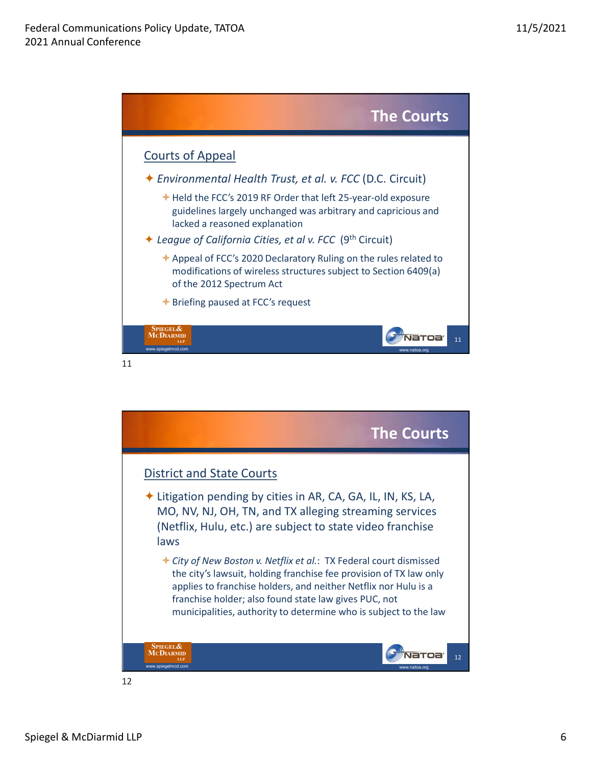## The Courts

### Courts of Appeal

- *Environmental Health Trust, et al. v. FCC* (D.C. Circuit)
  - Held the FCC's 2019 RF Order that left 25-year-old exposure guidelines largely unchanged was arbitrary and capricious and lacked a reasoned explanation
- *League of California Cities, et al v. FCC* (9th Circuit)
  - Appeal of FCC's 2020 Declaratory Ruling on the rules related to modifications of wireless structures subject to Section 6409(a) of the 2012 Spectrum Act
  - Briefing paused at FCC's request

## The Courts

### District and State Courts

- Litigation pending by cities in AR, CA, GA, IL, IN, KS, LA, MO, NV, NJ, OH, TN, and TX alleging streaming services (Netflix, Hulu, etc.) are subject to state video franchise laws
  - *City of New Boston v. Netflix et al.*: TX Federal court dismissed the city's lawsuit, holding franchise fee provision of TX law only applies to franchise holders, and neither Netflix nor Hulu is a franchise holder; also found state law gives PUC, not municipalities, authority to determine who is subject to the law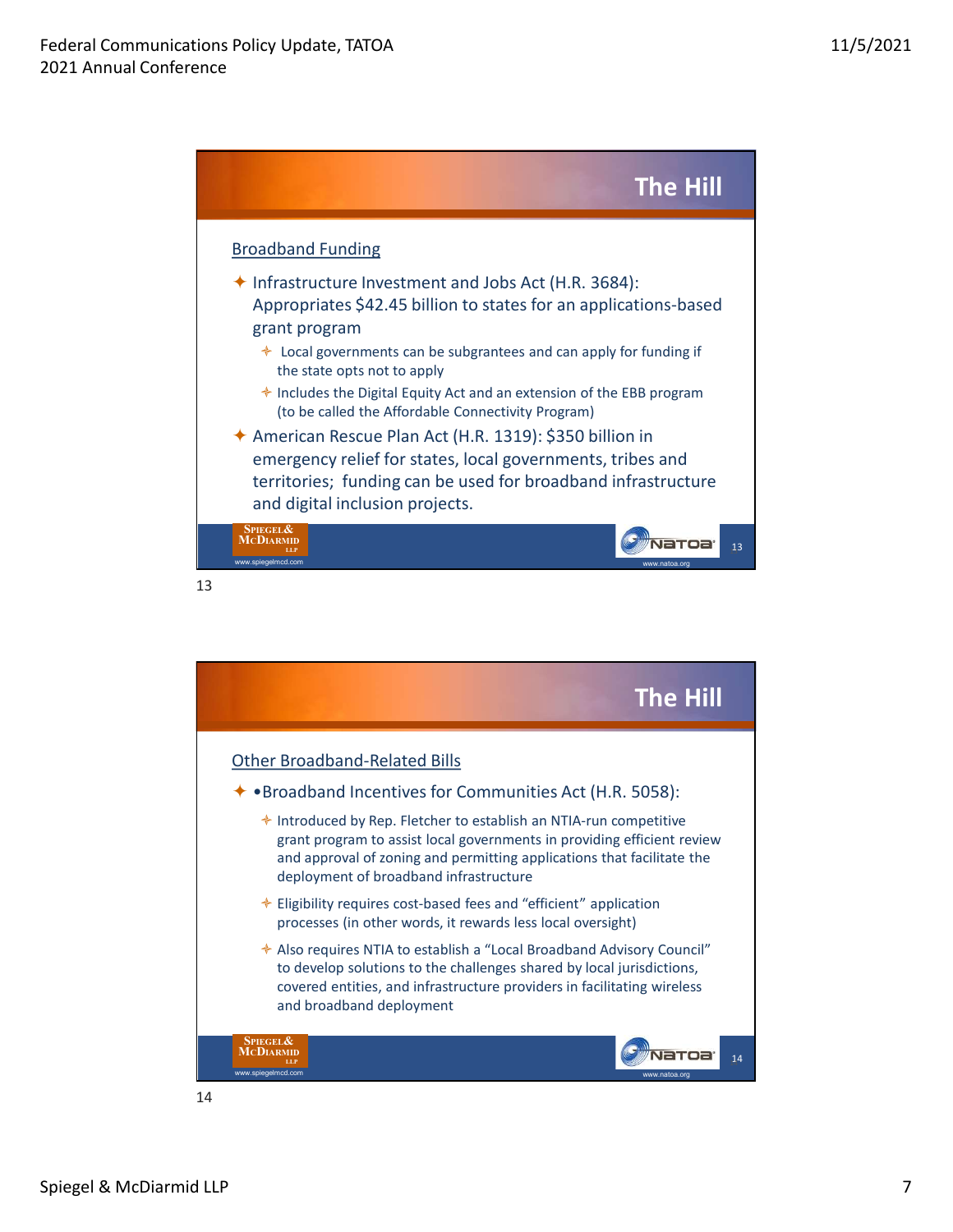## The Hill

### Broadband Funding

- Infrastructure Investment and Jobs Act (H.R. 3684): Appropriates $42.45 billion to states for an applications-based grant program
  - Local governments can be subgrantees and can apply for funding if the state opts not to apply
  - Includes the Digital Equity Act and an extension of the EBB program (to be called the Affordable Connectivity Program)
- American Rescue Plan Act (H.R. 1319): $350 billion in emergency relief for states, local governments, tribes and territories; funding can be used for broadband infrastructure and digital inclusion projects.

## The Hill

### Other Broadband-Related Bills

- •Broadband Incentives for Communities Act (H.R. 5058):
  - Introduced by Rep. Fletcher to establish an NTIA-run competitive grant program to assist local governments in providing efficient review and approval of zoning and permitting applications that facilitate the deployment of broadband infrastructure
  - Eligibility requires cost-based fees and "efficient" application processes (in other words, it rewards less local oversight)
  - Also requires NTIA to establish a "Local Broadband Advisory Council" to develop solutions to the challenges shared by local jurisdictions, covered entities, and infrastructure providers in facilitating wireless and broadband deployment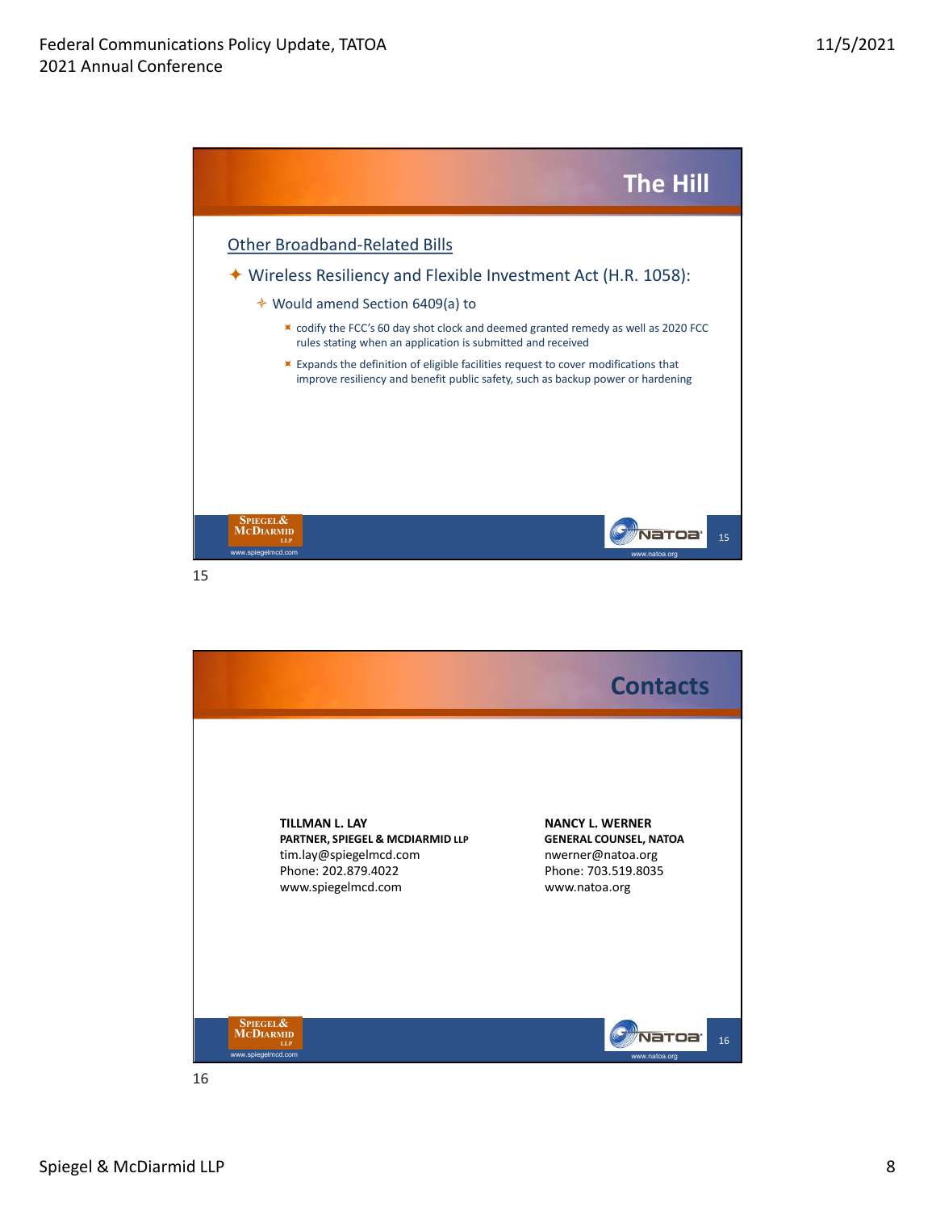## The Hill

Other Broadband-Related Bills

- Wireless Resiliency and Flexible Investment Act (H.R. 1058):
  - Would amend Section 6409(a) to
    - codify the FCC's 60 day shot clock and deemed granted remedy as well as 2020 FCC rules stating when an application is submitted and received
    - Expands the definition of eligible facilities request to cover modifications that improve resiliency and benefit public safety, such as backup power or hardening

15

## Contacts

**TILLMAN L. LAY**
**PARTNER, SPIEGEL & MCDIARMID LLP**
tim.lay@spiegelmcd.com
Phone: 202.879.4022
www.spiegelmcd.com

**NANCY L. WERNER**
**GENERAL COUNSEL, NATOA**
nwerner@natoa.org
Phone: 703.519.8035
www.natoa.org

16